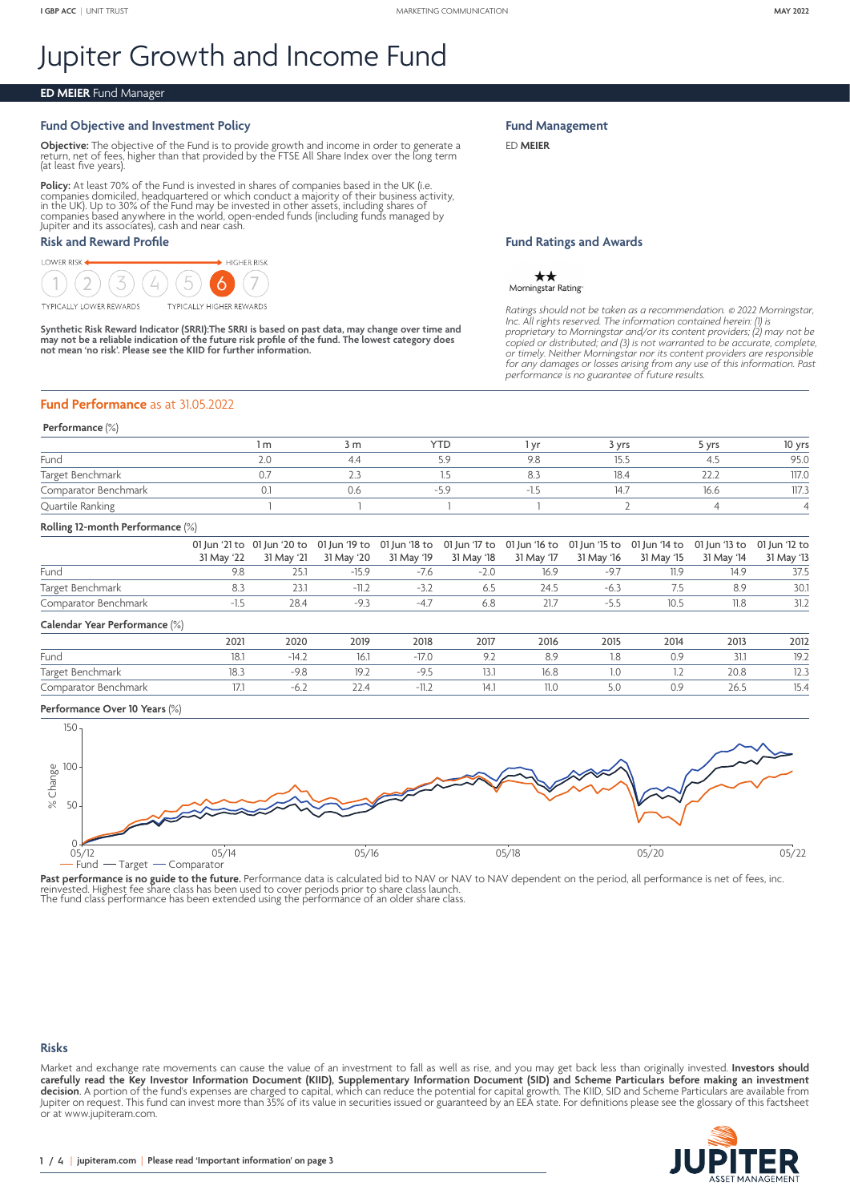I GBP ACC | UNIT TRUST — MARKETING COMMUNICATION — MAY 2022

# Jupiter Growth and Income Fund

**ED MEIER** Fund Manager

## Fund Objective and Investment Policy

**Objective:** The objective of the Fund is to provide growth and income in order to generate a return, net of fees, higher than that provided by the FTSE All Share Index over the long term (at least five years).

**Policy:** At least 70% of the Fund is invested in shares of companies based in the UK (i.e. companies domiciled, headquartered or which conduct a majority of their business activity, in the UK). Up to 30% of the Fund may be invested in other assets, including shares of companies based anywhere in the world, open-ended funds (including funds managed by Jupiter and its associates), cash and near cash.

## Risk and Reward Profile

LOWER RISK ← → HIGHER RISK

1 2 3 4 5 **6** 7

TYPICALLY LOWER REWARDS — TYPICALLY HIGHER REWARDS

**Synthetic Risk Reward Indicator (SRRI):The SRRI is based on past data, may change over time and may not be a reliable indication of the future risk profile of the fund. The lowest category does not mean 'no risk'. Please see the KIID for further information.**

## Fund Management

ED **MEIER**

## Fund Ratings and Awards

★★ Morningstar Rating™

*Ratings should not be taken as a recommendation. © 2022 Morningstar, Inc. All rights reserved. The information contained herein: (1) is proprietary to Morningstar and/or its content providers; (2) may not be copied or distributed; and (3) is not warranted to be accurate, complete, or timely. Neither Morningstar nor its content providers are responsible for any damages or losses arising from any use of this information. Past performance is no guarantee of future results.*

## Fund Performance as at 31.05.2022

**Performance** (%)

| | 1 m | 3 m | YTD | 1 yr | 3 yrs | 5 yrs | 10 yrs |
|---|---|---|---|---|---|---|---|
| Fund | 2.0 | 4.4 | 5.9 | 9.8 | 15.5 | 4.5 | 95.0 |
| Target Benchmark | 0.7 | 2.3 | 1.5 | 8.3 | 18.4 | 22.2 | 117.0 |
| Comparator Benchmark | 0.1 | 0.6 | -5.9 | -1.5 | 14.7 | 16.6 | 117.3 |
| Quartile Ranking | 1 | 1 | 1 | 1 | 2 | 4 | 4 |

**Rolling 12-month Performance** (%)

| | 01 Jun '21 to 31 May '22 | 01 Jun '20 to 31 May '21 | 01 Jun '19 to 31 May '20 | 01 Jun '18 to 31 May '19 | 01 Jun '17 to 31 May '18 | 01 Jun '16 to 31 May '17 | 01 Jun '15 to 31 May '16 | 01 Jun '14 to 31 May '15 | 01 Jun '13 to 31 May '14 | 01 Jun '12 to 31 May '13 |
|---|---|---|---|---|---|---|---|---|---|---|
| Fund | 9.8 | 25.1 | -15.9 | -7.6 | -2.0 | 16.9 | -9.7 | 11.9 | 14.9 | 37.5 |
| Target Benchmark | 8.3 | 23.1 | -11.2 | -3.2 | 6.5 | 24.5 | -6.3 | 7.5 | 8.9 | 30.1 |
| Comparator Benchmark | -1.5 | 28.4 | -9.3 | -4.7 | 6.8 | 21.7 | -5.5 | 10.5 | 11.8 | 31.2 |

**Calendar Year Performance** (%)

| | 2021 | 2020 | 2019 | 2018 | 2017 | 2016 | 2015 | 2014 | 2013 | 2012 |
|---|---|---|---|---|---|---|---|---|---|---|
| Fund | 18.1 | -14.2 | 16.1 | -17.0 | 9.2 | 8.9 | 1.8 | 0.9 | 31.1 | 19.2 |
| Target Benchmark | 18.3 | -9.8 | 19.2 | -9.5 | 13.1 | 16.8 | 1.0 | 1.2 | 20.8 | 12.3 |
| Comparator Benchmark | 17.1 | -6.2 | 22.4 | -11.2 | 14.1 | 11.0 | 5.0 | 0.9 | 26.5 | 15.4 |

**Performance Over 10 Years** (%)

— Fund — Target — Comparator

**Past performance is no guide to the future.** Performance data is calculated bid to NAV or NAV to NAV dependent on the period, all performance is net of fees, inc. reinvested. Highest fee share class has been used to cover periods prior to share class launch. The fund class performance has been extended using the performance of an older share class.

## Risks

Market and exchange rate movements can cause the value of an investment to fall as well as rise, and you may get back less than originally invested. **Investors should carefully read the Key Investor Information Document (KIID), Supplementary Information Document (SID) and Scheme Particulars before making an investment decision**. A portion of the fund's expenses are charged to capital, which can reduce the potential for capital growth. The KIID, SID and Scheme Particulars are available from Jupiter on request. This fund can invest more than 35% of its value in securities issued or guaranteed by an EEA state. For definitions please see the glossary of this factsheet or at www.jupiteram.com.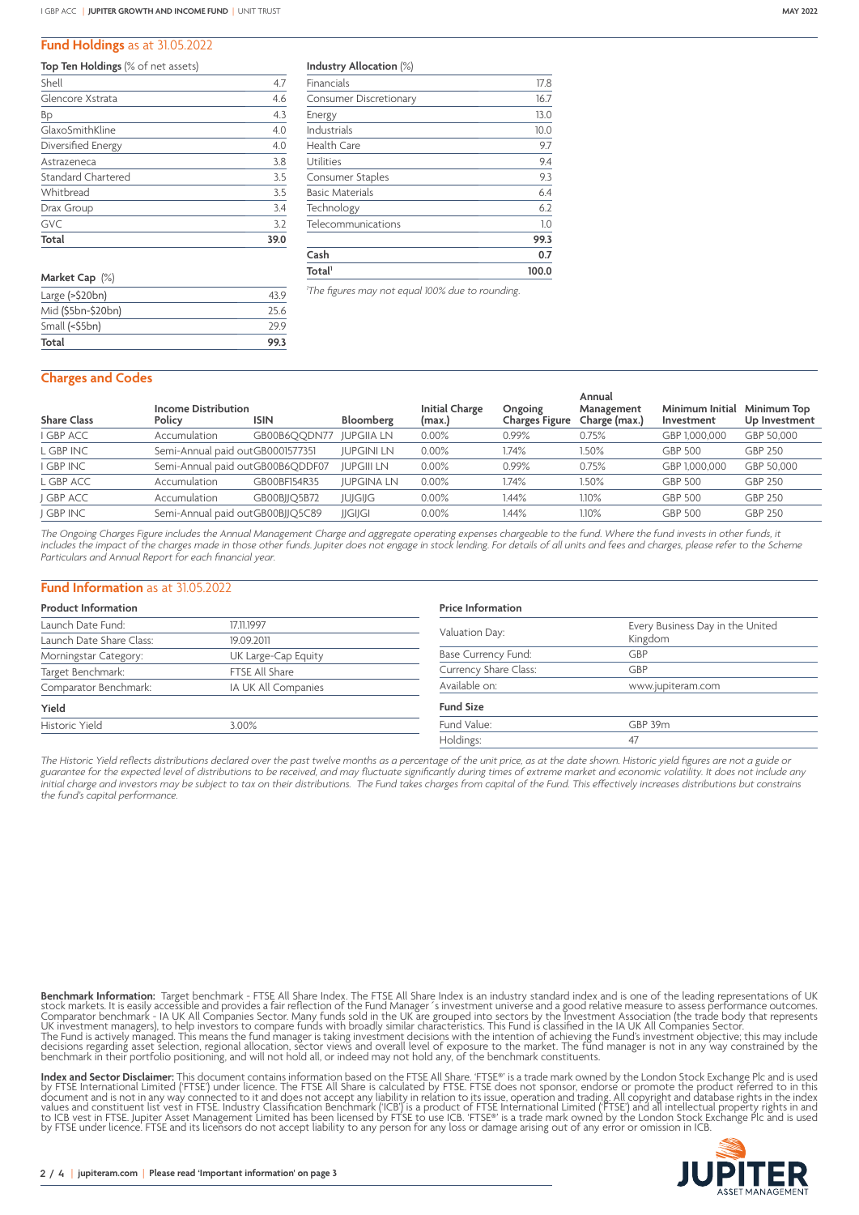## Fund Holdings as at 31.05.2022

| Top Ten Holdings (% of net assets) | |
|---|---|
| Shell | 4.7 |
| Glencore Xstrata | 4.6 |
| Bp | 4.3 |
| GlaxoSmithKline | 4.0 |
| Diversified Energy | 4.0 |
| Astrazeneca | 3.8 |
| Standard Chartered | 3.5 |
| Whitbread | 3.5 |
| Drax Group | 3.4 |
| GVC | 3.2 |
| **Total** | **39.0** |

| Market Cap (%) | |
|---|---|
| Large (>$20bn) | 43.9 |
| Mid ($5bn-$20bn) | 25.6 |
| Small (<$5bn) | 29.9 |
| **Total** | **99.3** |

| Industry Allocation (%) | |
|---|---|
| Financials | 17.8 |
| Consumer Discretionary | 16.7 |
| Energy | 13.0 |
| Industrials | 10.0 |
| Health Care | 9.7 |
| Utilities | 9.4 |
| Consumer Staples | 9.3 |
| Basic Materials | 6.4 |
| Technology | 6.2 |
| Telecommunications | 1.0 |
| | **99.3** |
| **Cash** | **0.7** |
| **Total**[1] | **100.0** |

*[1]The figures may not equal 100% due to rounding.*

## Charges and Codes

| Share Class | Income Distribution Policy | ISIN | Bloomberg | Initial Charge (max.) | Ongoing Charges Figure | Annual Management Charge (max.) | Minimum Initial Investment | Minimum Top Up Investment |
|---|---|---|---|---|---|---|---|---|
| I GBP ACC | Accumulation | GB00B6QQDN77 | JUPGIIA LN | 0.00% | 0.99% | 0.75% | GBP 1,000,000 | GBP 50,000 |
| L GBP INC | Semi-Annual paid out | GB0001577351 | JUPGINI LN | 0.00% | 1.74% | 1.50% | GBP 500 | GBP 250 |
| I GBP INC | Semi-Annual paid out | GB00B6QDDF07 | JUPGIII LN | 0.00% | 0.99% | 0.75% | GBP 1,000,000 | GBP 50,000 |
| L GBP ACC | Accumulation | GB00BF154R35 | JUPGINA LN | 0.00% | 1.74% | 1.50% | GBP 500 | GBP 250 |
| J GBP ACC | Accumulation | GB00BJJQ5B72 | JUJGIJG | 0.00% | 1.44% | 1.10% | GBP 500 | GBP 250 |
| J GBP INC | Semi-Annual paid out | GB00BJJQ5C89 | JJGIJGI | 0.00% | 1.44% | 1.10% | GBP 500 | GBP 250 |

*The Ongoing Charges Figure includes the Annual Management Charge and aggregate operating expenses chargeable to the fund. Where the fund invests in other funds, it includes the impact of the charges made in those other funds. Jupiter does not engage in stock lending. For details of all units and fees and charges, please refer to the Scheme Particulars and Annual Report for each financial year.*

## Fund Information as at 31.05.2022

| Product Information | |
|---|---|
| Launch Date Fund: | 17.11.1997 |
| Launch Date Share Class: | 19.09.2011 |
| Morningstar Category: | UK Large-Cap Equity |
| Target Benchmark: | FTSE All Share |
| Comparator Benchmark: | IA UK All Companies |

| Yield | |
|---|---|
| Historic Yield | 3.00% |

| Price Information | |
|---|---|
| Valuation Day: | Every Business Day in the United Kingdom |
| Base Currency Fund: | GBP |
| Currency Share Class: | GBP |
| Available on: | www.jupiteram.com |

| Fund Size | |
|---|---|
| Fund Value: | GBP 39m |
| Holdings: | 47 |

*The Historic Yield reflects distributions declared over the past twelve months as a percentage of the unit price, as at the date shown. Historic yield figures are not a guide or guarantee for the expected level of distributions to be received, and may fluctuate significantly during times of extreme market and economic volatility. It does not include any initial charge and investors may be subject to tax on their distributions. The Fund takes charges from capital of the Fund. This effectively increases distributions but constrains the fund's capital performance.*

**Benchmark Information:** Target benchmark - FTSE All Share Index. The FTSE All Share Index is an industry standard index and is one of the leading representations of UK stock markets. It is easily accessible and provides a fair reflection of the Fund Manager´s investment universe and a good relative measure to assess performance outcomes. Comparator benchmark - IA UK All Companies Sector. Many funds sold in the UK are grouped into sectors by the Investment Association (the trade body that represents UK investment managers), to help investors to compare funds with broadly similar characteristics. This Fund is classified in the IA UK All Companies Sector.
The Fund is actively managed. This means the fund manager is taking investment decisions with the intention of achieving the Fund's investment objective; this may include decisions regarding asset selection, regional allocation, sector views and overall level of exposure to the market. The fund manager is not in any way constrained by the benchmark in their portfolio positioning, and will not hold all, or indeed may not hold any, of the benchmark constituents.

**Index and Sector Disclaimer:** This document contains information based on the FTSE All Share. 'FTSE®' is a trade mark owned by the London Stock Exchange Plc and is used by FTSE International Limited ('FTSE') under licence. The FTSE All Share is calculated by FTSE. FTSE does not sponsor, endorse or promote the product referred to in this document and is not in any way connected to it and does not accept any liability in relation to its issue, operation and trading. All copyright and database rights in the index values and constituent list vest in FTSE. Industry Classification Benchmark ('ICB') is a product of FTSE International Limited ('FTSE') and all intellectual property rights in and to ICB vest in FTSE. Jupiter Asset Management Limited has been licensed by FTSE to use ICB. 'FTSE®' is a trade mark owned by the London Stock Exchange Plc and is used by FTSE under licence. FTSE and its licensors do not accept liability to any person for any loss or damage arising out of any error or omission in ICB.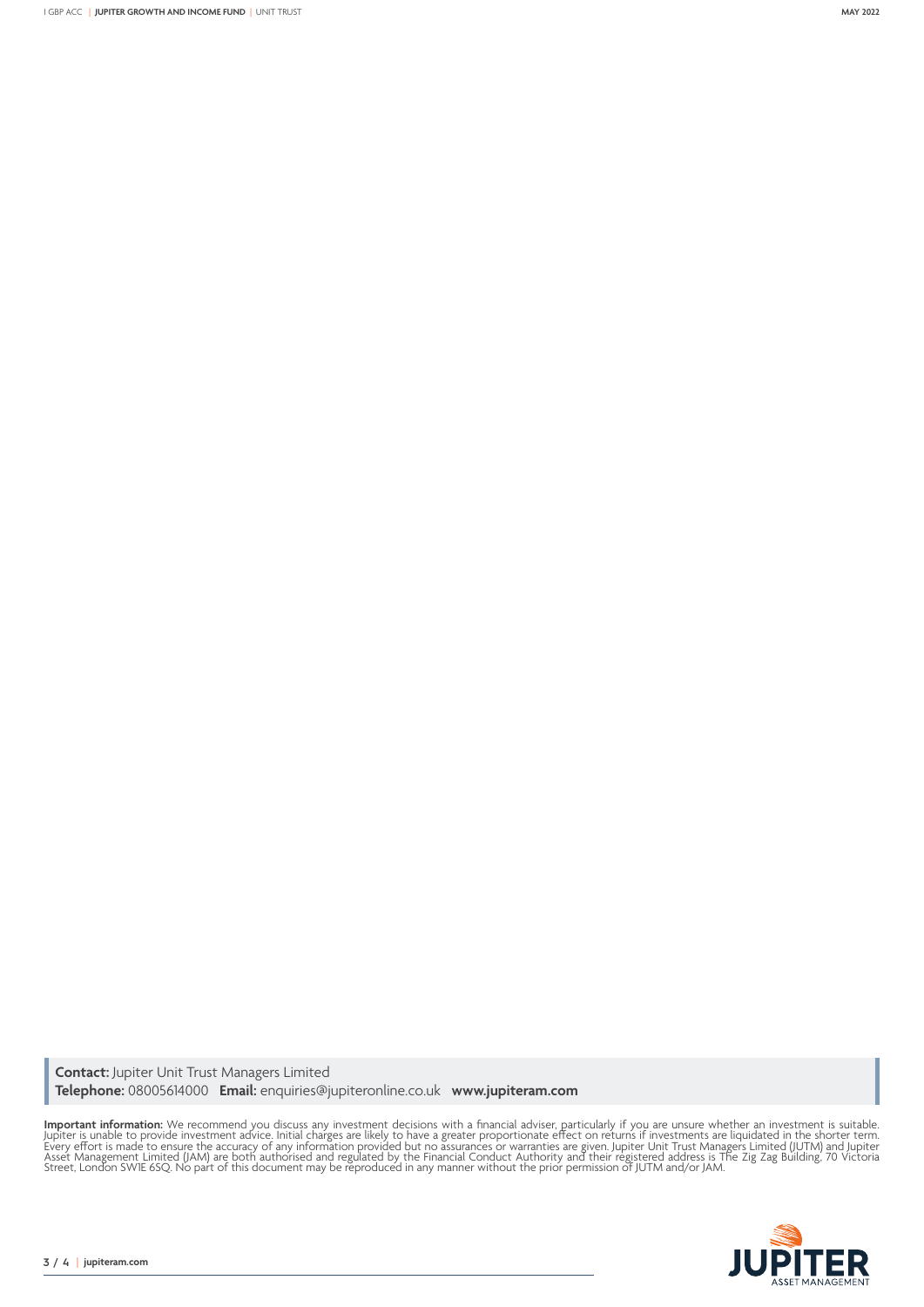**Contact:** Jupiter Unit Trust Managers Limited
**Telephone:** 08005614000 **Email:** enquiries@jupiteronline.co.uk **www.jupiteram.com**

**Important information:** We recommend you discuss any investment decisions with a financial adviser, particularly if you are unsure whether an investment is suitable. Jupiter is unable to provide investment advice. Initial charges are likely to have a greater proportionate effect on returns if investments are liquidated in the shorter term. Every effort is made to ensure the accuracy of any information provided but no assurances or warranties are given. Jupiter Unit Trust Managers Limited (JUTM) and Jupiter Asset Management Limited (JAM) are both authorised and regulated by the Financial Conduct Authority and their registered address is The Zig Zag Building, 70 Victoria Street, London SW1E 6SQ. No part of this document may be reproduced in any manner without the prior permission of JUTM and/or JAM.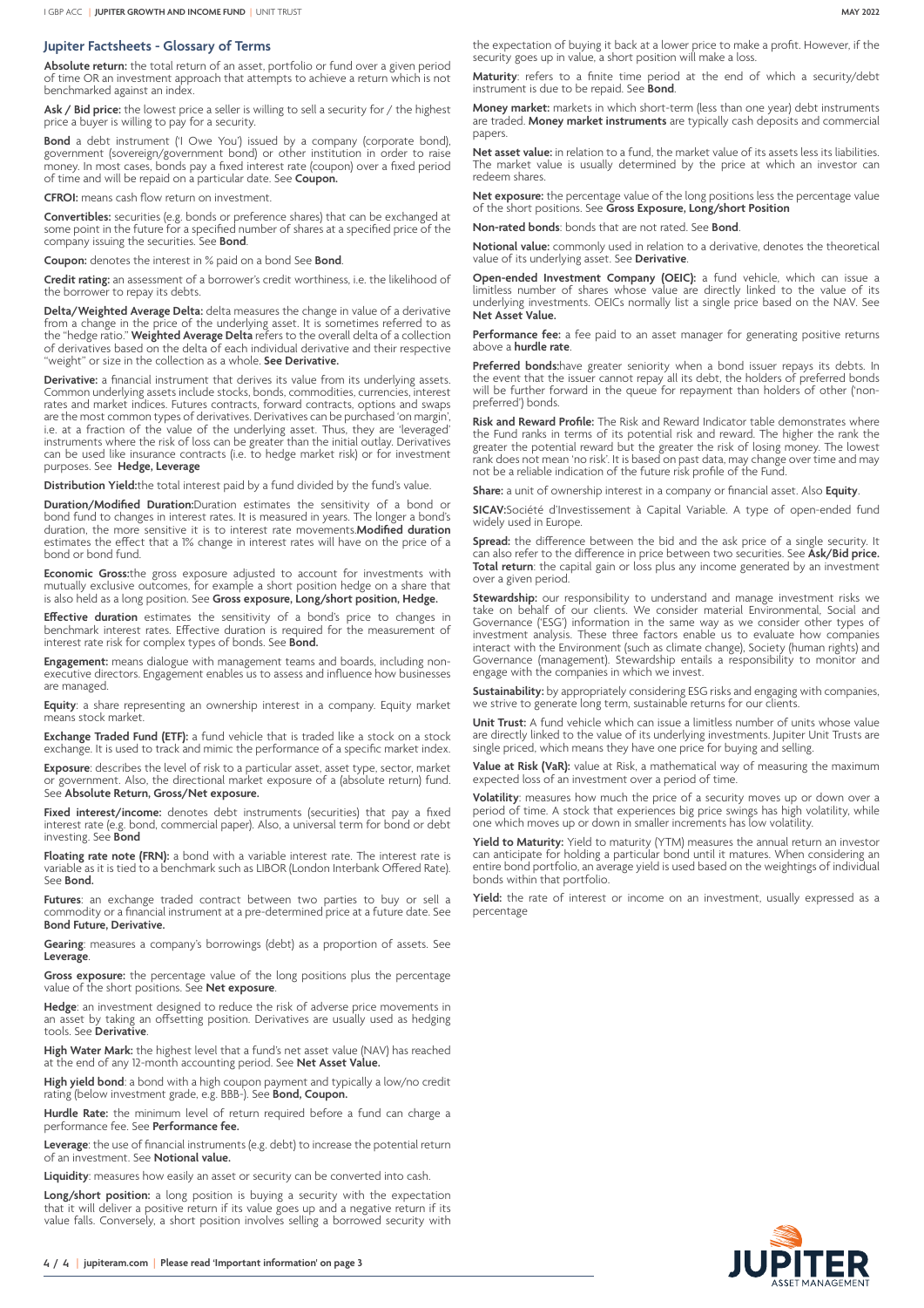## Jupiter Factsheets - Glossary of Terms

**Absolute return:** the total return of an asset, portfolio or fund over a given period of time OR an investment approach that attempts to achieve a return which is not benchmarked against an index.

**Ask / Bid price:** the lowest price a seller is willing to sell a security for / the highest price a buyer is willing to pay for a security.

**Bond** a debt instrument ('I Owe You') issued by a company (corporate bond), government (sovereign/government bond) or other institution in order to raise money. In most cases, bonds pay a fixed interest rate (coupon) over a fixed period of time and will be repaid on a particular date. See **Coupon.**

**CFROI:** means cash flow return on investment.

**Convertibles:** securities (e.g. bonds or preference shares) that can be exchanged at some point in the future for a specified number of shares at a specified price of the company issuing the securities. See **Bond**.

**Coupon:** denotes the interest in % paid on a bond See **Bond**.

**Credit rating:** an assessment of a borrower's credit worthiness, i.e. the likelihood of the borrower to repay its debts.

**Delta/Weighted Average Delta:** delta measures the change in value of a derivative from a change in the price of the underlying asset. It is sometimes referred to as the "hedge ratio." **Weighted Average Delta** refers to the overall delta of a collection of derivatives based on the delta of each individual derivative and their respective "weight" or size in the collection as a whole. **See Derivative.**

**Derivative:** a financial instrument that derives its value from its underlying assets. Common underlying assets include stocks, bonds, commodities, currencies, interest rates and market indices. Futures contracts, forward contracts, options and swaps are the most common types of derivatives. Derivatives can be purchased 'on margin', i.e. at a fraction of the value of the underlying asset. Thus, they are 'leveraged' instruments where the risk of loss can be greater than the initial outlay. Derivatives can be used like insurance contracts (i.e. to hedge market risk) or for investment purposes. See **Hedge, Leverage**

**Distribution Yield:**the total interest paid by a fund divided by the fund's value.

**Duration/Modified Duration:**Duration estimates the sensitivity of a bond or bond fund to changes in interest rates. It is measured in years. The longer a bond's duration, the more sensitive it is to interest rate movements.**Modified duration** estimates the effect that a 1% change in interest rates will have on the price of a bond or bond fund.

**Economic Gross:**the gross exposure adjusted to account for investments with mutually exclusive outcomes, for example a short position hedge on a share that is also held as a long position. See **Gross exposure, Long/short position, Hedge.**

**Effective duration** estimates the sensitivity of a bond's price to changes in benchmark interest rates. Effective duration is required for the measurement of interest rate risk for complex types of bonds. See **Bond.**

**Engagement:** means dialogue with management teams and boards, including non-executive directors. Engagement enables us to assess and influence how businesses are managed.

**Equity**: a share representing an ownership interest in a company. Equity market means stock market.

**Exchange Traded Fund (ETF):** a fund vehicle that is traded like a stock on a stock exchange. It is used to track and mimic the performance of a specific market index.

**Exposure**: describes the level of risk to a particular asset, asset type, sector, market or government. Also, the directional market exposure of a (absolute return) fund. See **Absolute Return, Gross/Net exposure.**

**Fixed interest/income:** denotes debt instruments (securities) that pay a fixed interest rate (e.g. bond, commercial paper). Also, a universal term for bond or debt investing. See **Bond**

**Floating rate note (FRN):** a bond with a variable interest rate. The interest rate is variable as it is tied to a benchmark such as LIBOR (London Interbank Offered Rate). See **Bond.**

**Futures**: an exchange traded contract between two parties to buy or sell a commodity or a financial instrument at a pre-determined price at a future date. See **Bond Future, Derivative.**

**Gearing**: measures a company's borrowings (debt) as a proportion of assets. See **Leverage**.

**Gross exposure:** the percentage value of the long positions plus the percentage value of the short positions. See **Net exposure**.

**Hedge**: an investment designed to reduce the risk of adverse price movements in an asset by taking an offsetting position. Derivatives are usually used as hedging tools. See **Derivative**.

**High Water Mark:** the highest level that a fund's net asset value (NAV) has reached at the end of any 12-month accounting period. See **Net Asset Value.**

**High yield bond**: a bond with a high coupon payment and typically a low/no credit rating (below investment grade, e.g. BBB-). See **Bond, Coupon.**

**Hurdle Rate:** the minimum level of return required before a fund can charge a performance fee. See **Performance fee.**

**Leverage**: the use of financial instruments (e.g. debt) to increase the potential return of an investment. See **Notional value.**

**Liquidity**: measures how easily an asset or security can be converted into cash.

**Long/short position:** a long position is buying a security with the expectation that it will deliver a positive return if its value goes up and a negative return if its value falls. Conversely, a short position involves selling a borrowed security with the expectation of buying it back at a lower price to make a profit. However, if the security goes up in value, a short position will make a loss.

**Maturity**: refers to a finite time period at the end of which a security/debt instrument is due to be repaid. See **Bond**.

**Money market:** markets in which short-term (less than one year) debt instruments are traded. **Money market instruments** are typically cash deposits and commercial papers.

**Net asset value:** in relation to a fund, the market value of its assets less its liabilities. The market value is usually determined by the price at which an investor can redeem shares.

**Net exposure:** the percentage value of the long positions less the percentage value of the short positions. See **Gross Exposure, Long/short Position**

**Non-rated bonds**: bonds that are not rated. See **Bond**.

**Notional value:** commonly used in relation to a derivative, denotes the theoretical value of its underlying asset. See **Derivative**.

**Open-ended Investment Company (OEIC):** a fund vehicle, which can issue a limitless number of shares whose value are directly linked to the value of its underlying investments. OEICs normally list a single price based on the NAV. See **Net Asset Value.**

**Performance fee:** a fee paid to an asset manager for generating positive returns above a **hurdle rate**.

**Preferred bonds:**have greater seniority when a bond issuer repays its debts. In the event that the issuer cannot repay all its debt, the holders of preferred bonds will be further forward in the queue for repayment than holders of other ('non-preferred') bonds.

**Risk and Reward Profile:** The Risk and Reward Indicator table demonstrates where the Fund ranks in terms of its potential risk and reward. The higher the rank the greater the potential reward but the greater the risk of losing money. The lowest rank does not mean 'no risk'. It is based on past data, may change over time and may not be a reliable indication of the future risk profile of the Fund.

**Share:** a unit of ownership interest in a company or financial asset. Also **Equity**.

**SICAV:**Société d'Investissement à Capital Variable. A type of open-ended fund widely used in Europe.

**Spread:** the difference between the bid and the ask price of a single security. It can also refer to the difference in price between two securities. See **Ask/Bid price.**
**Total return**: the capital gain or loss plus any income generated by an investment over a given period.

**Stewardship:** our responsibility to understand and manage investment risks we take on behalf of our clients. We consider material Environmental, Social and Governance ('ESG') information in the same way as we consider other types of investment analysis. These three factors enable us to evaluate how companies interact with the Environment (such as climate change), Society (human rights) and Governance (management). Stewardship entails a responsibility to monitor and engage with the companies in which we invest.

**Sustainability:** by appropriately considering ESG risks and engaging with companies, we strive to generate long term, sustainable returns for our clients.

**Unit Trust:** A fund vehicle which can issue a limitless number of units whose value are directly linked to the value of its underlying investments. Jupiter Unit Trusts are single priced, which means they have one price for buying and selling.

**Value at Risk (VaR):** value at Risk, a mathematical way of measuring the maximum expected loss of an investment over a period of time.

**Volatility**: measures how much the price of a security moves up or down over a period of time. A stock that experiences big price swings has high volatility, while one which moves up or down in smaller increments has low volatility.

**Yield to Maturity:** Yield to maturity (YTM) measures the annual return an investor can anticipate for holding a particular bond until it matures. When considering an entire bond portfolio, an average yield is used based on the weightings of individual bonds within that portfolio.

**Yield:** the rate of interest or income on an investment, usually expressed as a percentage